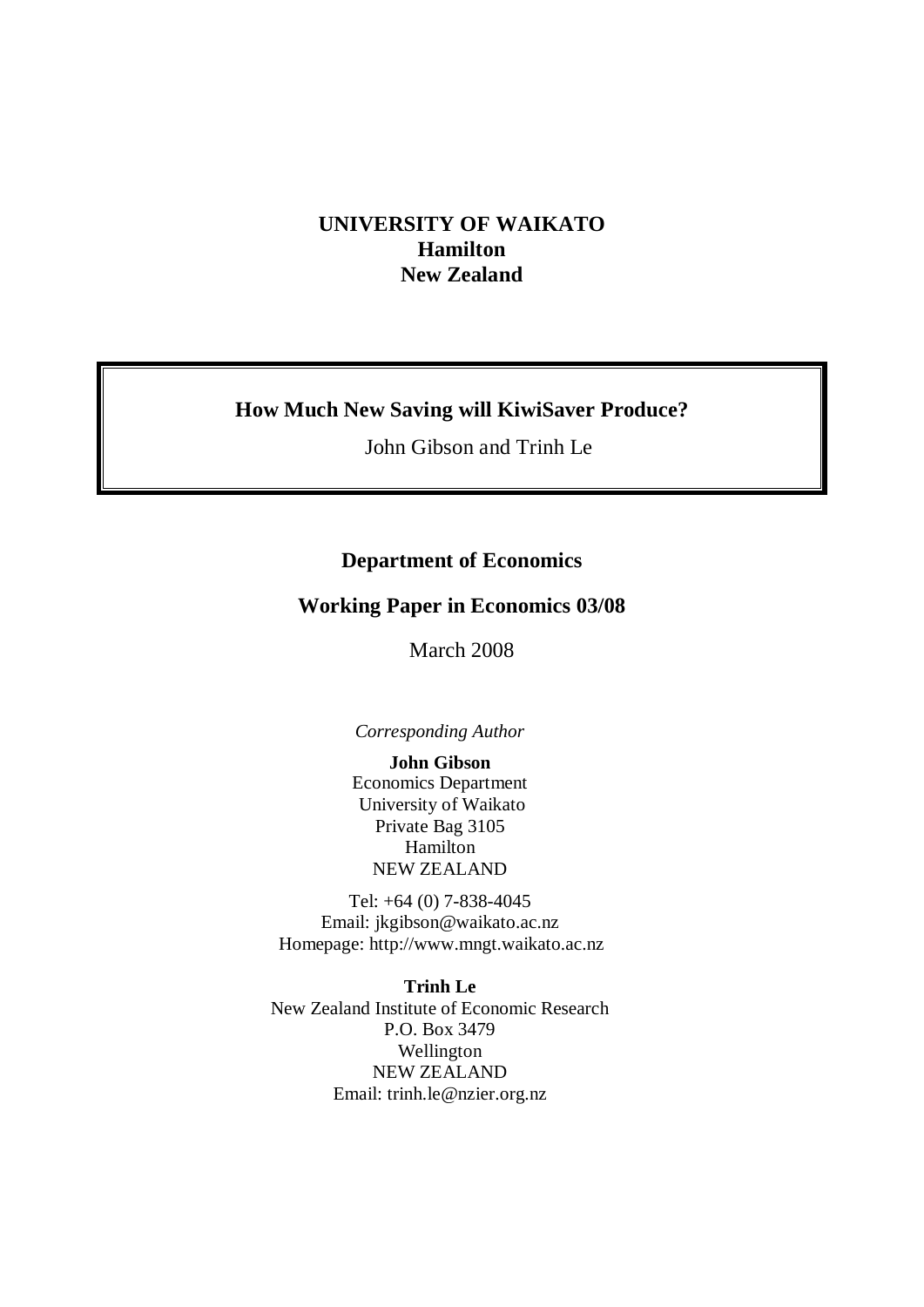**UNIVERSITY OF WAIKATO**
**Hamilton**
**New Zealand**

# How Much New Saving will KiwiSaver Produce?

John Gibson and Trinh Le

**Department of Economics**

**Working Paper in Economics 03/08**

March 2008

*Corresponding Author*

**John Gibson**
Economics Department
University of Waikato
Private Bag 3105
Hamilton
NEW ZEALAND

Tel: +64 (0) 7-838-4045
Email: jkgibson@waikato.ac.nz
Homepage: http://www.mngt.waikato.ac.nz

**Trinh Le**
New Zealand Institute of Economic Research
P.O. Box 3479
Wellington
NEW ZEALAND
Email: trinh.le@nzier.org.nz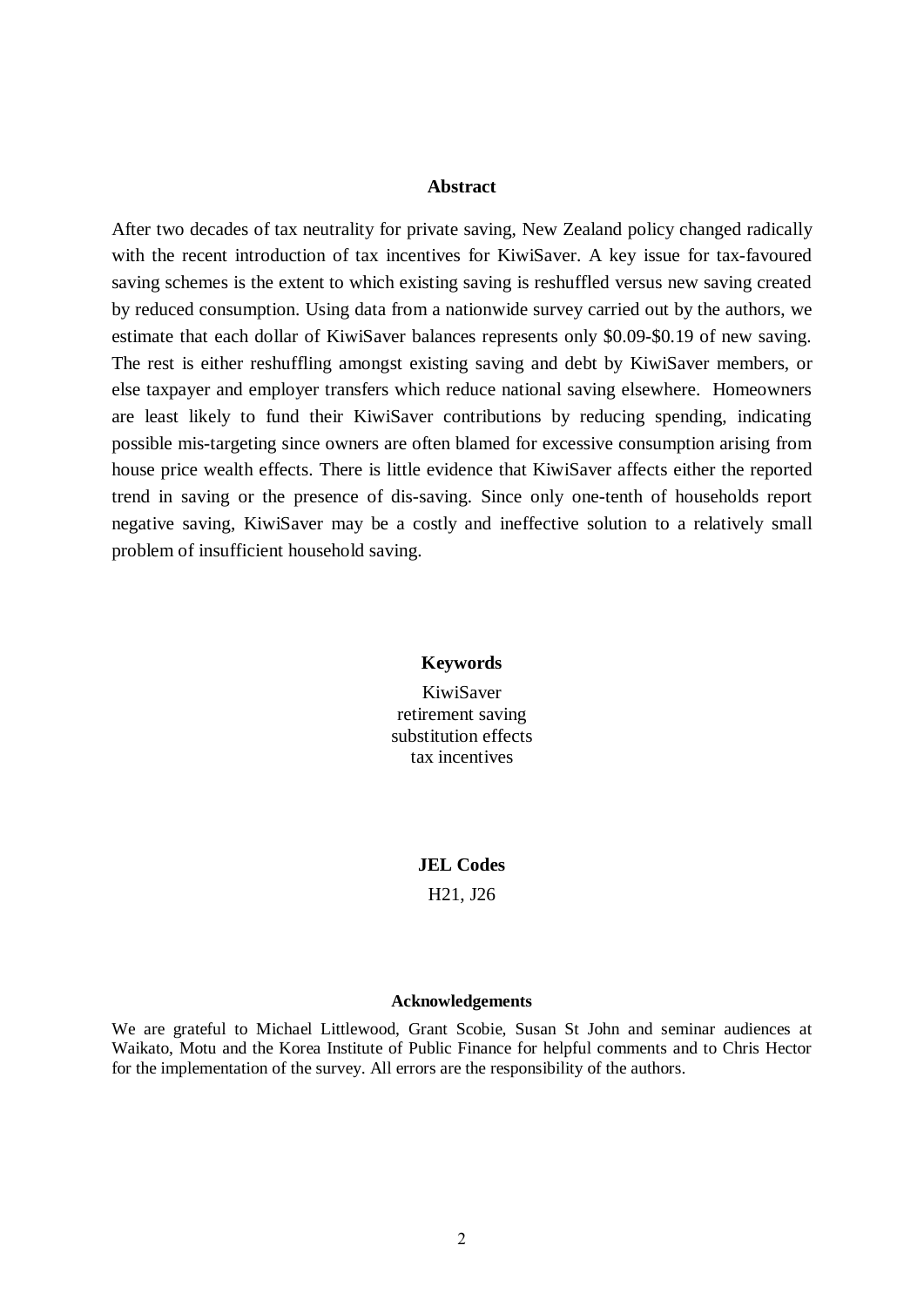## Abstract

After two decades of tax neutrality for private saving, New Zealand policy changed radically with the recent introduction of tax incentives for KiwiSaver. A key issue for tax-favoured saving schemes is the extent to which existing saving is reshuffled versus new saving created by reduced consumption. Using data from a nationwide survey carried out by the authors, we estimate that each dollar of KiwiSaver balances represents only $0.09-$0.19 of new saving. The rest is either reshuffling amongst existing saving and debt by KiwiSaver members, or else taxpayer and employer transfers which reduce national saving elsewhere. Homeowners are least likely to fund their KiwiSaver contributions by reducing spending, indicating possible mis-targeting since owners are often blamed for excessive consumption arising from house price wealth effects. There is little evidence that KiwiSaver affects either the reported trend in saving or the presence of dis-saving. Since only one-tenth of households report negative saving, KiwiSaver may be a costly and ineffective solution to a relatively small problem of insufficient household saving.

## Keywords

KiwiSaver
retirement saving
substitution effects
tax incentives

## JEL Codes

H21, J26

## Acknowledgements

We are grateful to Michael Littlewood, Grant Scobie, Susan St John and seminar audiences at Waikato, Motu and the Korea Institute of Public Finance for helpful comments and to Chris Hector for the implementation of the survey. All errors are the responsibility of the authors.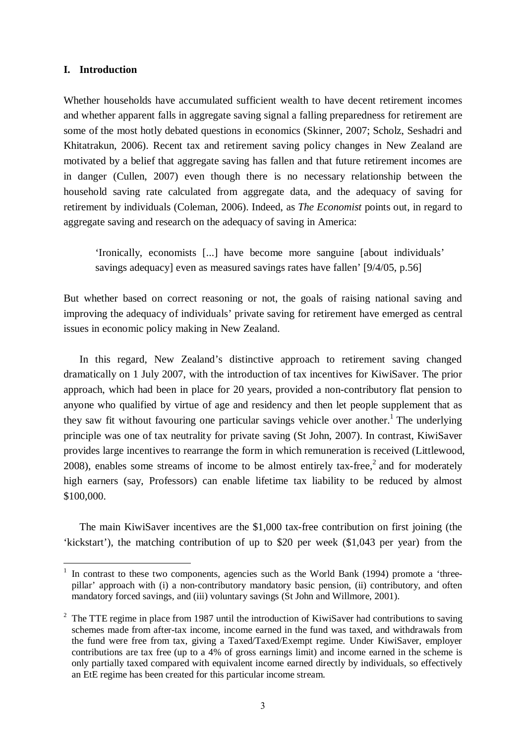## I. Introduction

Whether households have accumulated sufficient wealth to have decent retirement incomes and whether apparent falls in aggregate saving signal a falling preparedness for retirement are some of the most hotly debated questions in economics (Skinner, 2007; Scholz, Seshadri and Khitatrakun, 2006). Recent tax and retirement saving policy changes in New Zealand are motivated by a belief that aggregate saving has fallen and that future retirement incomes are in danger (Cullen, 2007) even though there is no necessary relationship between the household saving rate calculated from aggregate data, and the adequacy of saving for retirement by individuals (Coleman, 2006). Indeed, as *The Economist* points out, in regard to aggregate saving and research on the adequacy of saving in America:

> 'Ironically, economists [...] have become more sanguine [about individuals' savings adequacy] even as measured savings rates have fallen' [9/4/05, p.56]

But whether based on correct reasoning or not, the goals of raising national saving and improving the adequacy of individuals' private saving for retirement have emerged as central issues in economic policy making in New Zealand.

In this regard, New Zealand's distinctive approach to retirement saving changed dramatically on 1 July 2007, with the introduction of tax incentives for KiwiSaver. The prior approach, which had been in place for 20 years, provided a non-contributory flat pension to anyone who qualified by virtue of age and residency and then let people supplement that as they saw fit without favouring one particular savings vehicle over another.[1] The underlying principle was one of tax neutrality for private saving (St John, 2007). In contrast, KiwiSaver provides large incentives to rearrange the form in which remuneration is received (Littlewood, 2008), enables some streams of income to be almost entirely tax-free,[2] and for moderately high earners (say, Professors) can enable lifetime tax liability to be reduced by almost $100,000.

The main KiwiSaver incentives are the $1,000 tax-free contribution on first joining (the 'kickstart'), the matching contribution of up to $20 per week ($1,043 per year) from the

---

[1] In contrast to these two components, agencies such as the World Bank (1994) promote a 'three-pillar' approach with (i) a non-contributory mandatory basic pension, (ii) contributory, and often mandatory forced savings, and (iii) voluntary savings (St John and Willmore, 2001).

[2] The TTE regime in place from 1987 until the introduction of KiwiSaver had contributions to saving schemes made from after-tax income, income earned in the fund was taxed, and withdrawals from the fund were free from tax, giving a Taxed/Taxed/Exempt regime. Under KiwiSaver, employer contributions are tax free (up to a 4% of gross earnings limit) and income earned in the scheme is only partially taxed compared with equivalent income earned directly by individuals, so effectively an EtE regime has been created for this particular income stream.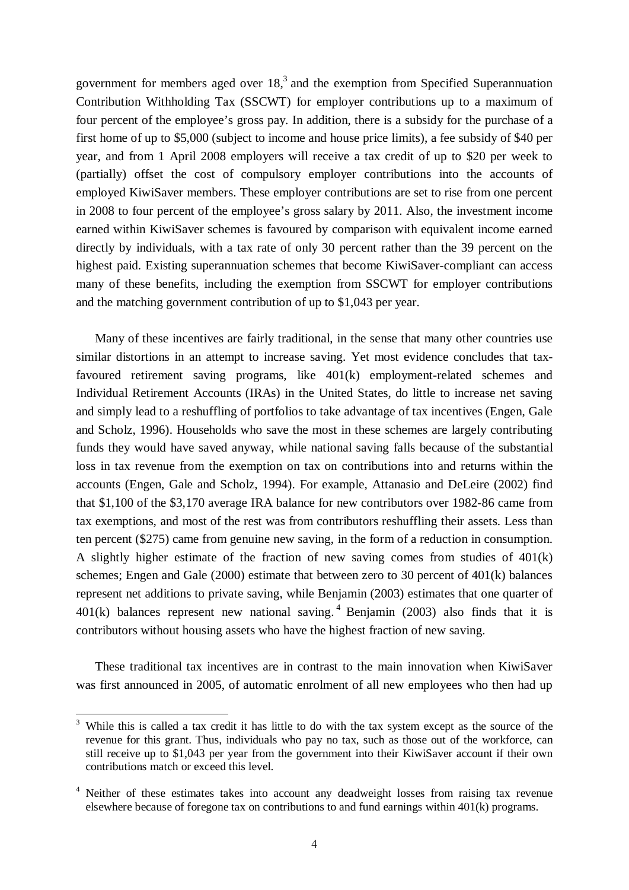government for members aged over 18,[3] and the exemption from Specified Superannuation Contribution Withholding Tax (SSCWT) for employer contributions up to a maximum of four percent of the employee's gross pay. In addition, there is a subsidy for the purchase of a first home of up to $5,000 (subject to income and house price limits), a fee subsidy of $40 per year, and from 1 April 2008 employers will receive a tax credit of up to $20 per week to (partially) offset the cost of compulsory employer contributions into the accounts of employed KiwiSaver members. These employer contributions are set to rise from one percent in 2008 to four percent of the employee's gross salary by 2011. Also, the investment income earned within KiwiSaver schemes is favoured by comparison with equivalent income earned directly by individuals, with a tax rate of only 30 percent rather than the 39 percent on the highest paid. Existing superannuation schemes that become KiwiSaver-compliant can access many of these benefits, including the exemption from SSCWT for employer contributions and the matching government contribution of up to $1,043 per year.

Many of these incentives are fairly traditional, in the sense that many other countries use similar distortions in an attempt to increase saving. Yet most evidence concludes that tax-favoured retirement saving programs, like 401(k) employment-related schemes and Individual Retirement Accounts (IRAs) in the United States, do little to increase net saving and simply lead to a reshuffling of portfolios to take advantage of tax incentives (Engen, Gale and Scholz, 1996). Households who save the most in these schemes are largely contributing funds they would have saved anyway, while national saving falls because of the substantial loss in tax revenue from the exemption on tax on contributions into and returns within the accounts (Engen, Gale and Scholz, 1994). For example, Attanasio and DeLeire (2002) find that $1,100 of the $3,170 average IRA balance for new contributors over 1982-86 came from tax exemptions, and most of the rest was from contributors reshuffling their assets. Less than ten percent ($275) came from genuine new saving, in the form of a reduction in consumption. A slightly higher estimate of the fraction of new saving comes from studies of 401(k) schemes; Engen and Gale (2000) estimate that between zero to 30 percent of 401(k) balances represent net additions to private saving, while Benjamin (2003) estimates that one quarter of 401(k) balances represent new national saving.[4] Benjamin (2003) also finds that it is contributors without housing assets who have the highest fraction of new saving.

These traditional tax incentives are in contrast to the main innovation when KiwiSaver was first announced in 2005, of automatic enrolment of all new employees who then had up

---

[3] While this is called a tax credit it has little to do with the tax system except as the source of the revenue for this grant. Thus, individuals who pay no tax, such as those out of the workforce, can still receive up to $1,043 per year from the government into their KiwiSaver account if their own contributions match or exceed this level.

[4] Neither of these estimates takes into account any deadweight losses from raising tax revenue elsewhere because of foregone tax on contributions to and fund earnings within 401(k) programs.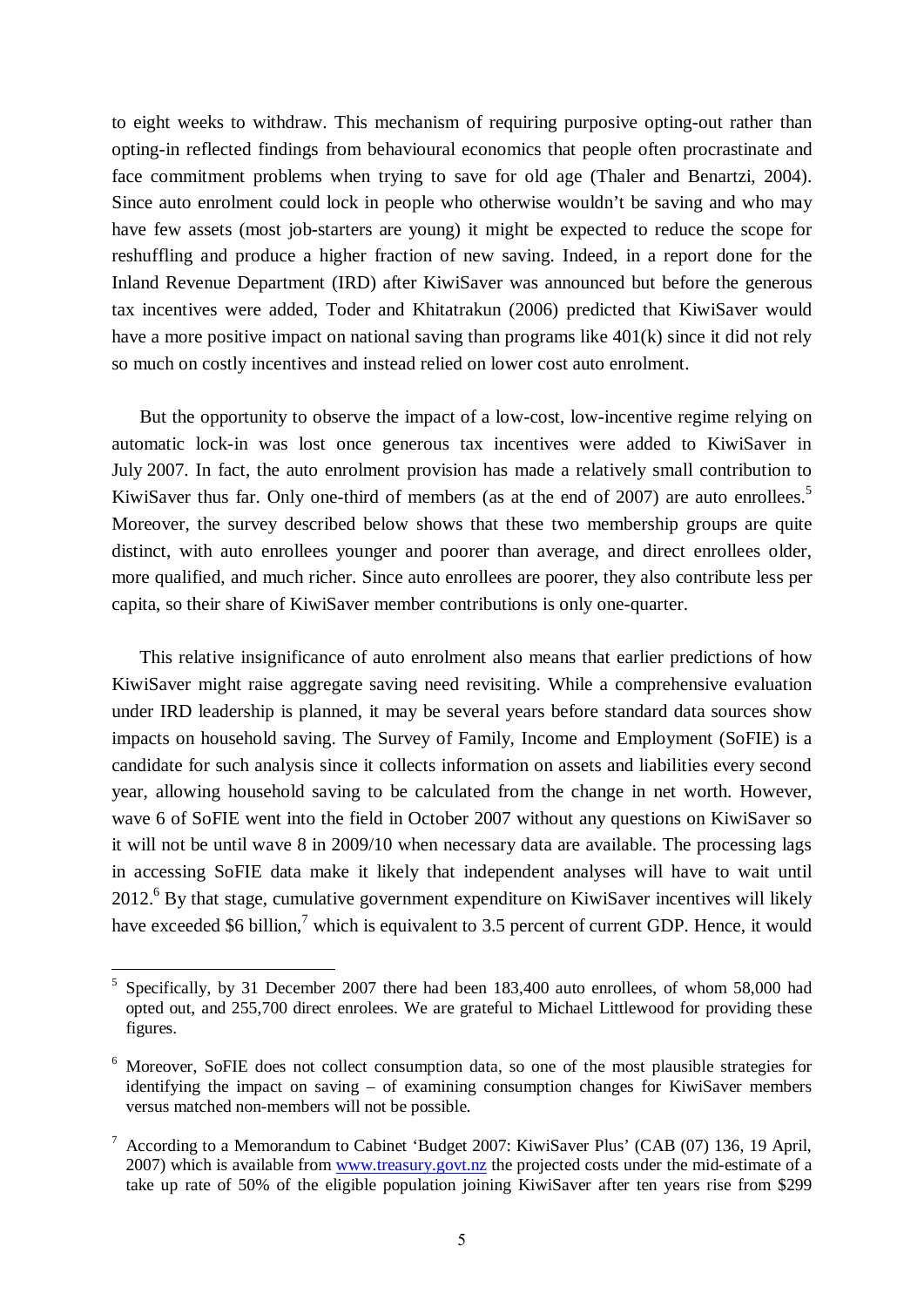to eight weeks to withdraw. This mechanism of requiring purposive opting-out rather than opting-in reflected findings from behavioural economics that people often procrastinate and face commitment problems when trying to save for old age (Thaler and Benartzi, 2004). Since auto enrolment could lock in people who otherwise wouldn't be saving and who may have few assets (most job-starters are young) it might be expected to reduce the scope for reshuffling and produce a higher fraction of new saving. Indeed, in a report done for the Inland Revenue Department (IRD) after KiwiSaver was announced but before the generous tax incentives were added, Toder and Khitatrakun (2006) predicted that KiwiSaver would have a more positive impact on national saving than programs like 401(k) since it did not rely so much on costly incentives and instead relied on lower cost auto enrolment.

But the opportunity to observe the impact of a low-cost, low-incentive regime relying on automatic lock-in was lost once generous tax incentives were added to KiwiSaver in July 2007. In fact, the auto enrolment provision has made a relatively small contribution to KiwiSaver thus far. Only one-third of members (as at the end of 2007) are auto enrollees.[5] Moreover, the survey described below shows that these two membership groups are quite distinct, with auto enrollees younger and poorer than average, and direct enrollees older, more qualified, and much richer. Since auto enrollees are poorer, they also contribute less per capita, so their share of KiwiSaver member contributions is only one-quarter.

This relative insignificance of auto enrolment also means that earlier predictions of how KiwiSaver might raise aggregate saving need revisiting. While a comprehensive evaluation under IRD leadership is planned, it may be several years before standard data sources show impacts on household saving. The Survey of Family, Income and Employment (SoFIE) is a candidate for such analysis since it collects information on assets and liabilities every second year, allowing household saving to be calculated from the change in net worth. However, wave 6 of SoFIE went into the field in October 2007 without any questions on KiwiSaver so it will not be until wave 8 in 2009/10 when necessary data are available. The processing lags in accessing SoFIE data make it likely that independent analyses will have to wait until 2012.[6] By that stage, cumulative government expenditure on KiwiSaver incentives will likely have exceeded $6 billion,[7] which is equivalent to 3.5 percent of current GDP. Hence, it would

---

[5] Specifically, by 31 December 2007 there had been 183,400 auto enrollees, of whom 58,000 had opted out, and 255,700 direct enrolees. We are grateful to Michael Littlewood for providing these figures.

[6] Moreover, SoFIE does not collect consumption data, so one of the most plausible strategies for identifying the impact on saving – of examining consumption changes for KiwiSaver members versus matched non-members will not be possible.

[7] According to a Memorandum to Cabinet 'Budget 2007: KiwiSaver Plus' (CAB (07) 136, 19 April, 2007) which is available from [www.treasury.govt.nz](http://www.treasury.govt.nz) the projected costs under the mid-estimate of a take up rate of 50% of the eligible population joining KiwiSaver after ten years rise from $299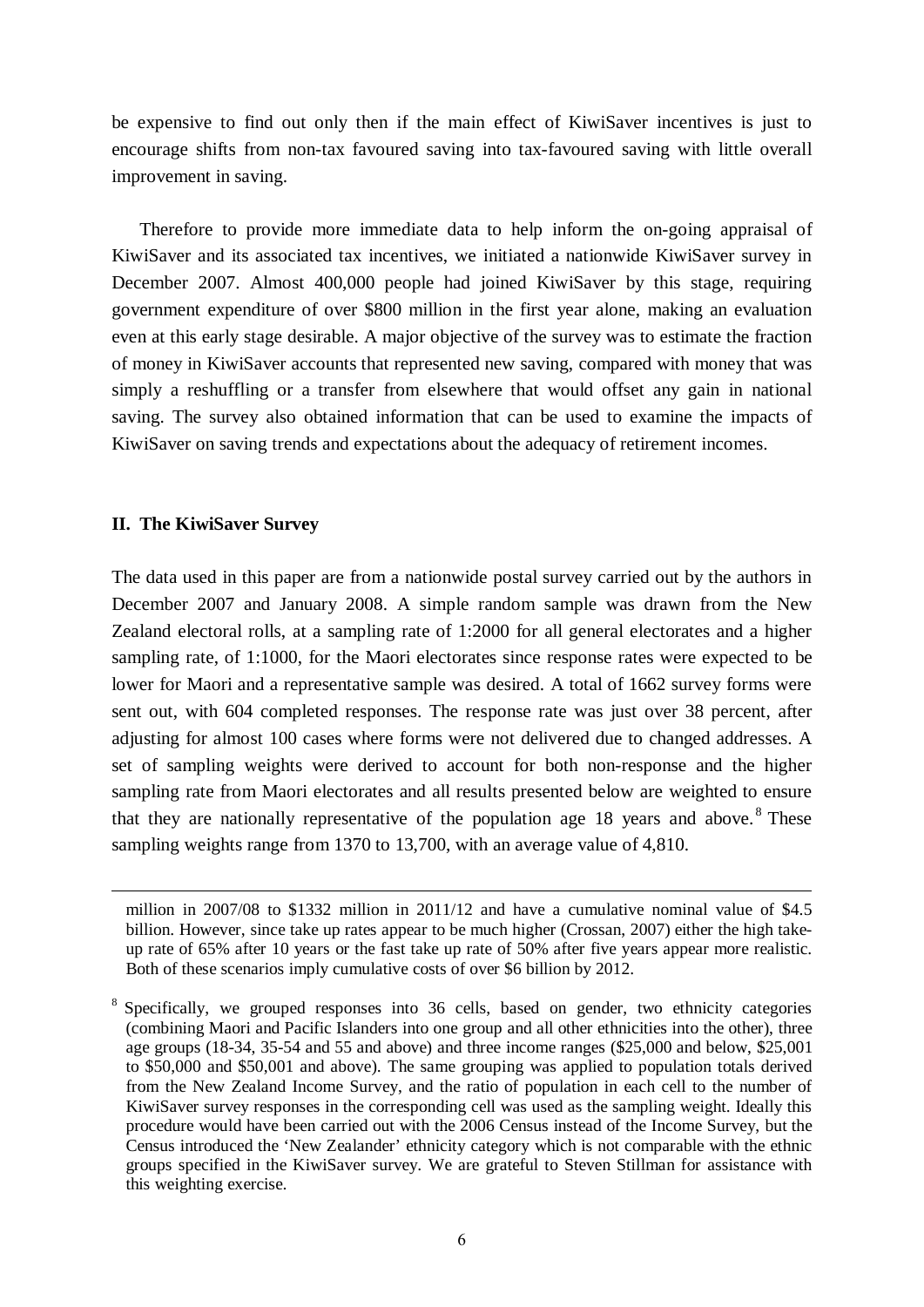be expensive to find out only then if the main effect of KiwiSaver incentives is just to encourage shifts from non-tax favoured saving into tax-favoured saving with little overall improvement in saving.

Therefore to provide more immediate data to help inform the on-going appraisal of KiwiSaver and its associated tax incentives, we initiated a nationwide KiwiSaver survey in December 2007. Almost 400,000 people had joined KiwiSaver by this stage, requiring government expenditure of over \$800 million in the first year alone, making an evaluation even at this early stage desirable. A major objective of the survey was to estimate the fraction of money in KiwiSaver accounts that represented new saving, compared with money that was simply a reshuffling or a transfer from elsewhere that would offset any gain in national saving. The survey also obtained information that can be used to examine the impacts of KiwiSaver on saving trends and expectations about the adequacy of retirement incomes.

## II. The KiwiSaver Survey

The data used in this paper are from a nationwide postal survey carried out by the authors in December 2007 and January 2008. A simple random sample was drawn from the New Zealand electoral rolls, at a sampling rate of 1:2000 for all general electorates and a higher sampling rate, of 1:1000, for the Maori electorates since response rates were expected to be lower for Maori and a representative sample was desired. A total of 1662 survey forms were sent out, with 604 completed responses. The response rate was just over 38 percent, after adjusting for almost 100 cases where forms were not delivered due to changed addresses. A set of sampling weights were derived to account for both non-response and the higher sampling rate from Maori electorates and all results presented below are weighted to ensure that they are nationally representative of the population age 18 years and above.[8] These sampling weights range from 1370 to 13,700, with an average value of 4,810.

---

million in 2007/08 to \$1332 million in 2011/12 and have a cumulative nominal value of \$4.5 billion. However, since take up rates appear to be much higher (Crossan, 2007) either the high take-up rate of 65% after 10 years or the fast take up rate of 50% after five years appear more realistic. Both of these scenarios imply cumulative costs of over \$6 billion by 2012.

[8] Specifically, we grouped responses into 36 cells, based on gender, two ethnicity categories (combining Maori and Pacific Islanders into one group and all other ethnicities into the other), three age groups (18-34, 35-54 and 55 and above) and three income ranges (\$25,000 and below, \$25,001 to \$50,000 and \$50,001 and above). The same grouping was applied to population totals derived from the New Zealand Income Survey, and the ratio of population in each cell to the number of KiwiSaver survey responses in the corresponding cell was used as the sampling weight. Ideally this procedure would have been carried out with the 2006 Census instead of the Income Survey, but the Census introduced the 'New Zealander' ethnicity category which is not comparable with the ethnic groups specified in the KiwiSaver survey. We are grateful to Steven Stillman for assistance with this weighting exercise.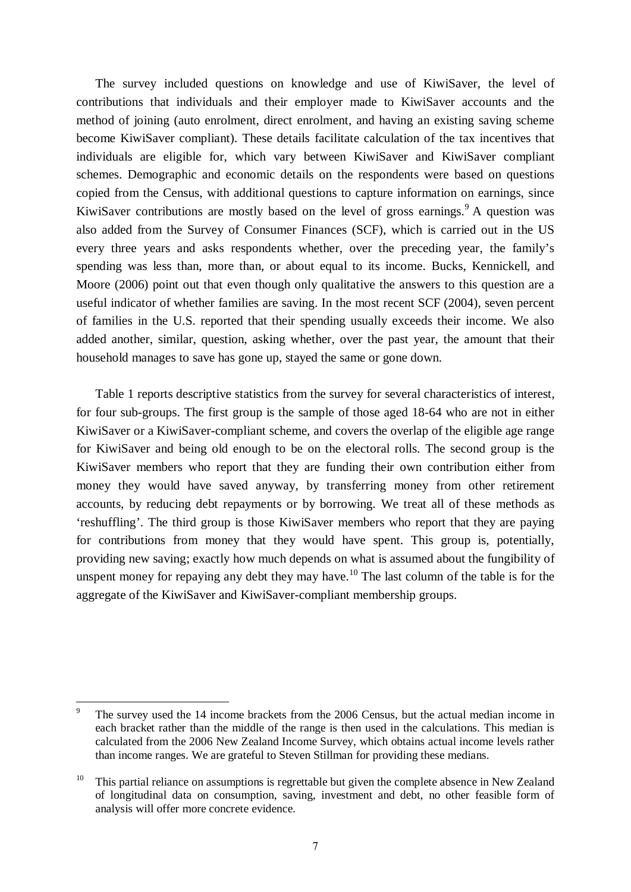The survey included questions on knowledge and use of KiwiSaver, the level of contributions that individuals and their employer made to KiwiSaver accounts and the method of joining (auto enrolment, direct enrolment, and having an existing saving scheme become KiwiSaver compliant). These details facilitate calculation of the tax incentives that individuals are eligible for, which vary between KiwiSaver and KiwiSaver compliant schemes. Demographic and economic details on the respondents were based on questions copied from the Census, with additional questions to capture information on earnings, since KiwiSaver contributions are mostly based on the level of gross earnings.[9] A question was also added from the Survey of Consumer Finances (SCF), which is carried out in the US every three years and asks respondents whether, over the preceding year, the family's spending was less than, more than, or about equal to its income. Bucks, Kennickell, and Moore (2006) point out that even though only qualitative the answers to this question are a useful indicator of whether families are saving. In the most recent SCF (2004), seven percent of families in the U.S. reported that their spending usually exceeds their income. We also added another, similar, question, asking whether, over the past year, the amount that their household manages to save has gone up, stayed the same or gone down.

Table 1 reports descriptive statistics from the survey for several characteristics of interest, for four sub-groups. The first group is the sample of those aged 18-64 who are not in either KiwiSaver or a KiwiSaver-compliant scheme, and covers the overlap of the eligible age range for KiwiSaver and being old enough to be on the electoral rolls. The second group is the KiwiSaver members who report that they are funding their own contribution either from money they would have saved anyway, by transferring money from other retirement accounts, by reducing debt repayments or by borrowing. We treat all of these methods as 'reshuffling'. The third group is those KiwiSaver members who report that they are paying for contributions from money that they would have spent. This group is, potentially, providing new saving; exactly how much depends on what is assumed about the fungibility of unspent money for repaying any debt they may have.[10] The last column of the table is for the aggregate of the KiwiSaver and KiwiSaver-compliant membership groups.

---

[9] The survey used the 14 income brackets from the 2006 Census, but the actual median income in each bracket rather than the middle of the range is then used in the calculations. This median is calculated from the 2006 New Zealand Income Survey, which obtains actual income levels rather than income ranges. We are grateful to Steven Stillman for providing these medians.

[10] This partial reliance on assumptions is regrettable but given the complete absence in New Zealand of longitudinal data on consumption, saving, investment and debt, no other feasible form of analysis will offer more concrete evidence.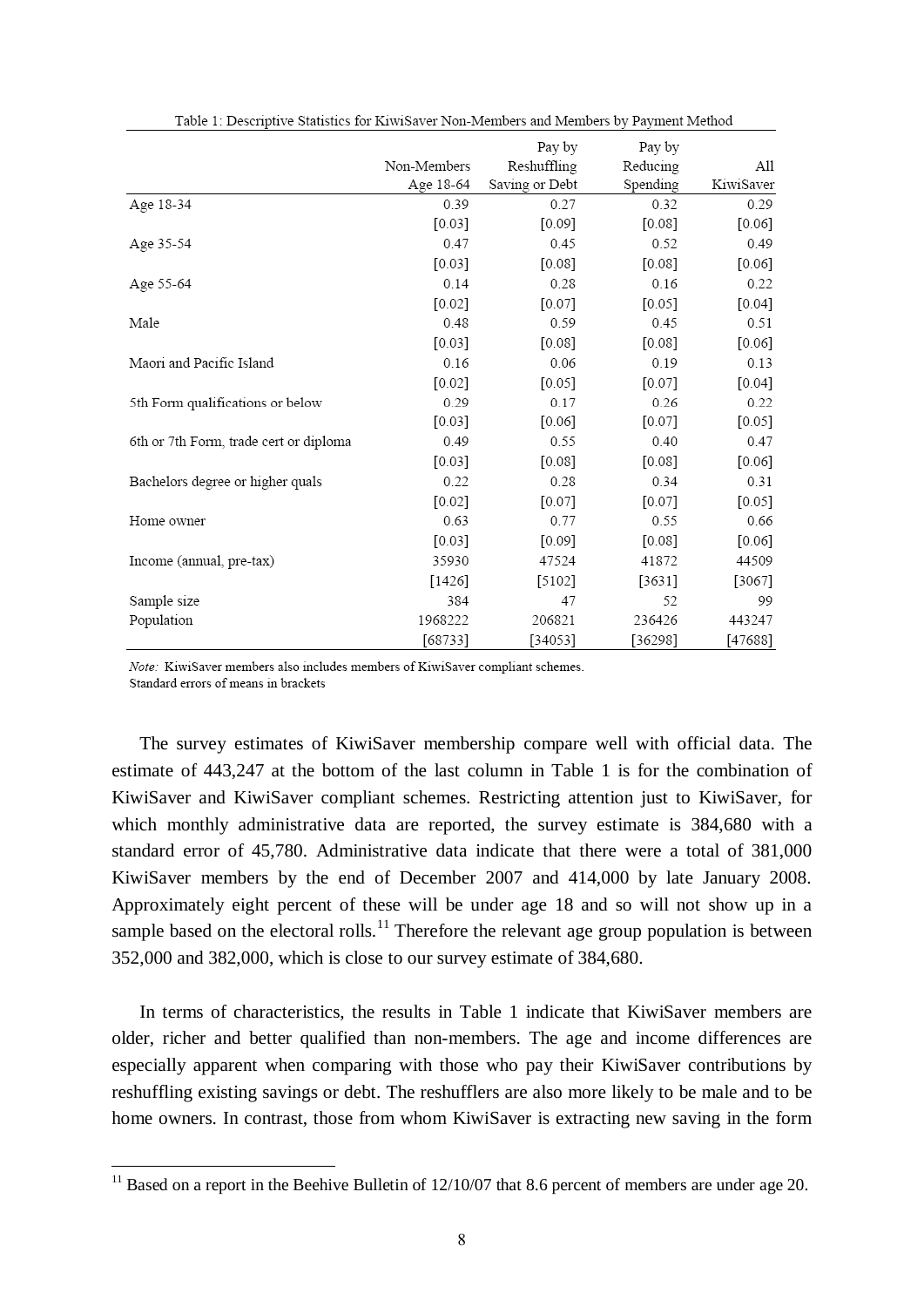Table 1: Descriptive Statistics for KiwiSaver Non-Members and Members by Payment Method

| | Non-Members Age 18-64 | Pay by Reshuffling Saving or Debt | Pay by Reducing Spending | All KiwiSaver |
|---|---|---|---|---|
| Age 18-34 | 0.39 | 0.27 | 0.32 | 0.29 |
| | [0.03] | [0.09] | [0.08] | [0.06] |
| Age 35-54 | 0.47 | 0.45 | 0.52 | 0.49 |
| | [0.03] | [0.08] | [0.08] | [0.06] |
| Age 55-64 | 0.14 | 0.28 | 0.16 | 0.22 |
| | [0.02] | [0.07] | [0.05] | [0.04] |
| Male | 0.48 | 0.59 | 0.45 | 0.51 |
| | [0.03] | [0.08] | [0.08] | [0.06] |
| Maori and Pacific Island | 0.16 | 0.06 | 0.19 | 0.13 |
| | [0.02] | [0.05] | [0.07] | [0.04] |
| 5th Form qualifications or below | 0.29 | 0.17 | 0.26 | 0.22 |
| | [0.03] | [0.06] | [0.07] | [0.05] |
| 6th or 7th Form, trade cert or diploma | 0.49 | 0.55 | 0.40 | 0.47 |
| | [0.03] | [0.08] | [0.08] | [0.06] |
| Bachelors degree or higher quals | 0.22 | 0.28 | 0.34 | 0.31 |
| | [0.02] | [0.07] | [0.07] | [0.05] |
| Home owner | 0.63 | 0.77 | 0.55 | 0.66 |
| | [0.03] | [0.09] | [0.08] | [0.06] |
| Income (annual, pre-tax) | 35930 | 47524 | 41872 | 44509 |
| | [1426] | [5102] | [3631] | [3067] |
| Sample size | 384 | 47 | 52 | 99 |
| Population | 1968222 | 206821 | 236426 | 443247 |
| | [68733] | [34053] | [36298] | [47688] |

*Note:* KiwiSaver members also includes members of KiwiSaver compliant schemes.
Standard errors of means in brackets

The survey estimates of KiwiSaver membership compare well with official data. The estimate of 443,247 at the bottom of the last column in Table 1 is for the combination of KiwiSaver and KiwiSaver compliant schemes. Restricting attention just to KiwiSaver, for which monthly administrative data are reported, the survey estimate is 384,680 with a standard error of 45,780. Administrative data indicate that there were a total of 381,000 KiwiSaver members by the end of December 2007 and 414,000 by late January 2008. Approximately eight percent of these will be under age 18 and so will not show up in a sample based on the electoral rolls.[11] Therefore the relevant age group population is between 352,000 and 382,000, which is close to our survey estimate of 384,680.

In terms of characteristics, the results in Table 1 indicate that KiwiSaver members are older, richer and better qualified than non-members. The age and income differences are especially apparent when comparing with those who pay their KiwiSaver contributions by reshuffling existing savings or debt. The reshufflers are also more likely to be male and to be home owners. In contrast, those from whom KiwiSaver is extracting new saving in the form

[11] Based on a report in the Beehive Bulletin of 12/10/07 that 8.6 percent of members are under age 20.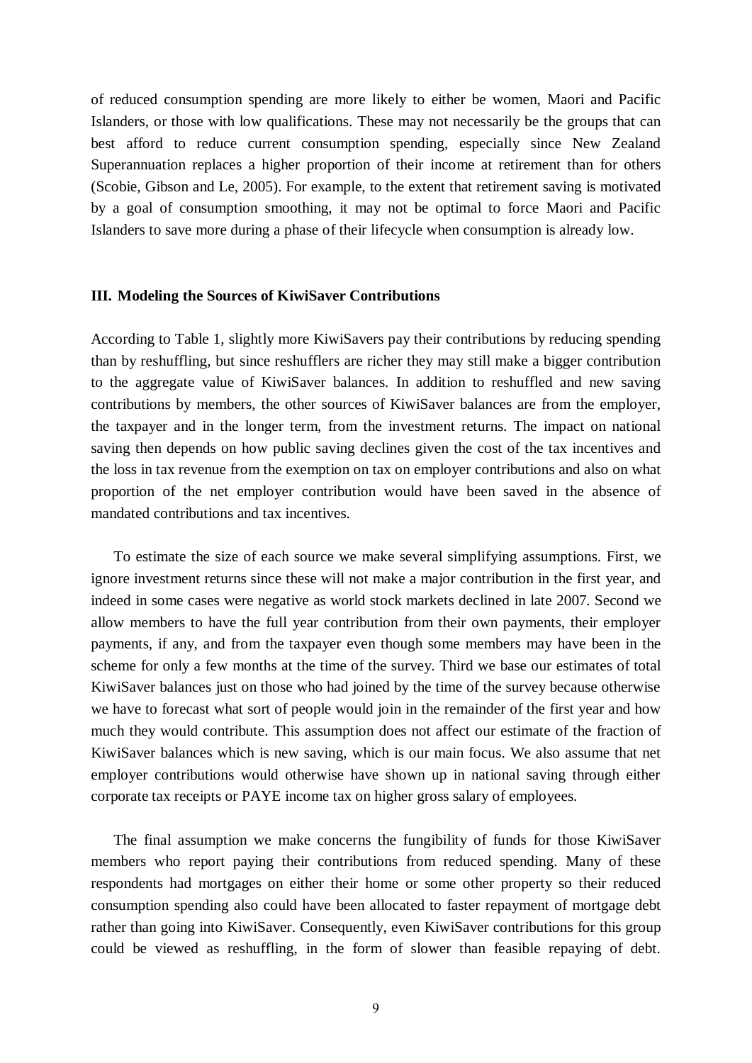of reduced consumption spending are more likely to either be women, Maori and Pacific Islanders, or those with low qualifications. These may not necessarily be the groups that can best afford to reduce current consumption spending, especially since New Zealand Superannuation replaces a higher proportion of their income at retirement than for others (Scobie, Gibson and Le, 2005). For example, to the extent that retirement saving is motivated by a goal of consumption smoothing, it may not be optimal to force Maori and Pacific Islanders to save more during a phase of their lifecycle when consumption is already low.

## III. Modeling the Sources of KiwiSaver Contributions

According to Table 1, slightly more KiwiSavers pay their contributions by reducing spending than by reshuffling, but since reshufflers are richer they may still make a bigger contribution to the aggregate value of KiwiSaver balances. In addition to reshuffled and new saving contributions by members, the other sources of KiwiSaver balances are from the employer, the taxpayer and in the longer term, from the investment returns. The impact on national saving then depends on how public saving declines given the cost of the tax incentives and the loss in tax revenue from the exemption on tax on employer contributions and also on what proportion of the net employer contribution would have been saved in the absence of mandated contributions and tax incentives.

To estimate the size of each source we make several simplifying assumptions. First, we ignore investment returns since these will not make a major contribution in the first year, and indeed in some cases were negative as world stock markets declined in late 2007. Second we allow members to have the full year contribution from their own payments, their employer payments, if any, and from the taxpayer even though some members may have been in the scheme for only a few months at the time of the survey. Third we base our estimates of total KiwiSaver balances just on those who had joined by the time of the survey because otherwise we have to forecast what sort of people would join in the remainder of the first year and how much they would contribute. This assumption does not affect our estimate of the fraction of KiwiSaver balances which is new saving, which is our main focus. We also assume that net employer contributions would otherwise have shown up in national saving through either corporate tax receipts or PAYE income tax on higher gross salary of employees.

The final assumption we make concerns the fungibility of funds for those KiwiSaver members who report paying their contributions from reduced spending. Many of these respondents had mortgages on either their home or some other property so their reduced consumption spending also could have been allocated to faster repayment of mortgage debt rather than going into KiwiSaver. Consequently, even KiwiSaver contributions for this group could be viewed as reshuffling, in the form of slower than feasible repaying of debt.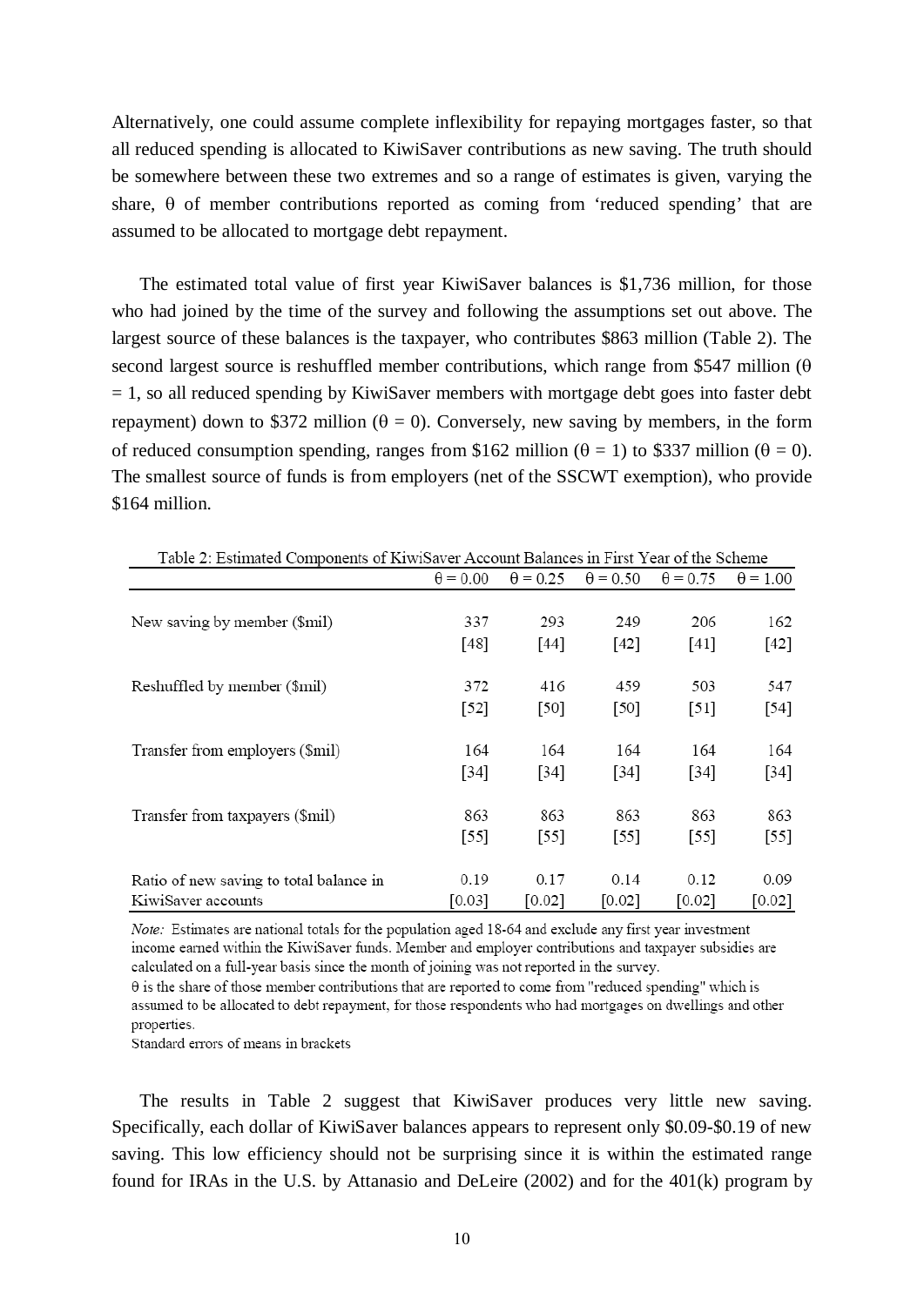Alternatively, one could assume complete inflexibility for repaying mortgages faster, so that all reduced spending is allocated to KiwiSaver contributions as new saving. The truth should be somewhere between these two extremes and so a range of estimates is given, varying the share, θ of member contributions reported as coming from 'reduced spending' that are assumed to be allocated to mortgage debt repayment.

The estimated total value of first year KiwiSaver balances is $1,736 million, for those who had joined by the time of the survey and following the assumptions set out above. The largest source of these balances is the taxpayer, who contributes $863 million (Table 2). The second largest source is reshuffled member contributions, which range from $547 million (θ = 1, so all reduced spending by KiwiSaver members with mortgage debt goes into faster debt repayment) down to $372 million (θ = 0). Conversely, new saving by members, in the form of reduced consumption spending, ranges from $162 million (θ = 1) to $337 million (θ = 0). The smallest source of funds is from employers (net of the SSCWT exemption), who provide $164 million.

Table 2: Estimated Components of KiwiSaver Account Balances in First Year of the Scheme

| | θ = 0.00 | θ = 0.25 | θ = 0.50 | θ = 0.75 | θ = 1.00 |
|---|---|---|---|---|---|
| New saving by member ($mil) | 337 | 293 | 249 | 206 | 162 |
| | [48] | [44] | [42] | [41] | [42] |
| Reshuffled by member ($mil) | 372 | 416 | 459 | 503 | 547 |
| | [52] | [50] | [50] | [51] | [54] |
| Transfer from employers ($mil) | 164 | 164 | 164 | 164 | 164 |
| | [34] | [34] | [34] | [34] | [34] |
| Transfer from taxpayers ($mil) | 863 | 863 | 863 | 863 | 863 |
| | [55] | [55] | [55] | [55] | [55] |
| Ratio of new saving to total balance in KiwiSaver accounts | 0.19 | 0.17 | 0.14 | 0.12 | 0.09 |
| | [0.03] | [0.02] | [0.02] | [0.02] | [0.02] |

*Note:* Estimates are national totals for the population aged 18-64 and exclude any first year investment income earned within the KiwiSaver funds. Member and employer contributions and taxpayer subsidies are calculated on a full-year basis since the month of joining was not reported in the survey.
θ is the share of those member contributions that are reported to come from "reduced spending" which is assumed to be allocated to debt repayment, for those respondents who had mortgages on dwellings and other properties.
Standard errors of means in brackets

The results in Table 2 suggest that KiwiSaver produces very little new saving. Specifically, each dollar of KiwiSaver balances appears to represent only $0.09-$0.19 of new saving. This low efficiency should not be surprising since it is within the estimated range found for IRAs in the U.S. by Attanasio and DeLeire (2002) and for the 401(k) program by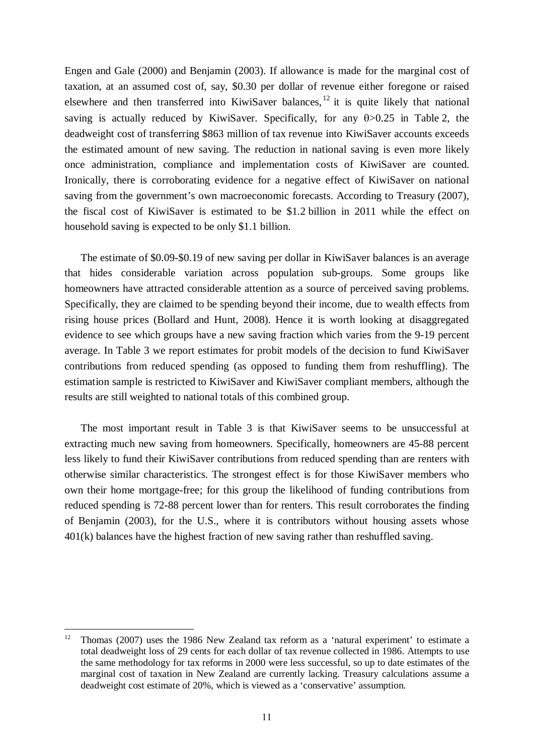Engen and Gale (2000) and Benjamin (2003). If allowance is made for the marginal cost of taxation, at an assumed cost of, say, \$0.30 per dollar of revenue either foregone or raised elsewhere and then transferred into KiwiSaver balances,[12] it is quite likely that national saving is actually reduced by KiwiSaver. Specifically, for any $\theta>0.25$ in Table 2, the deadweight cost of transferring \$863 million of tax revenue into KiwiSaver accounts exceeds the estimated amount of new saving. The reduction in national saving is even more likely once administration, compliance and implementation costs of KiwiSaver are counted. Ironically, there is corroborating evidence for a negative effect of KiwiSaver on national saving from the government's own macroeconomic forecasts. According to Treasury (2007), the fiscal cost of KiwiSaver is estimated to be \$1.2 billion in 2011 while the effect on household saving is expected to be only \$1.1 billion.

The estimate of \$0.09-\$0.19 of new saving per dollar in KiwiSaver balances is an average that hides considerable variation across population sub-groups. Some groups like homeowners have attracted considerable attention as a source of perceived saving problems. Specifically, they are claimed to be spending beyond their income, due to wealth effects from rising house prices (Bollard and Hunt, 2008). Hence it is worth looking at disaggregated evidence to see which groups have a new saving fraction which varies from the 9-19 percent average. In Table 3 we report estimates for probit models of the decision to fund KiwiSaver contributions from reduced spending (as opposed to funding them from reshuffling). The estimation sample is restricted to KiwiSaver and KiwiSaver compliant members, although the results are still weighted to national totals of this combined group.

The most important result in Table 3 is that KiwiSaver seems to be unsuccessful at extracting much new saving from homeowners. Specifically, homeowners are 45-88 percent less likely to fund their KiwiSaver contributions from reduced spending than are renters with otherwise similar characteristics. The strongest effect is for those KiwiSaver members who own their home mortgage-free; for this group the likelihood of funding contributions from reduced spending is 72-88 percent lower than for renters. This result corroborates the finding of Benjamin (2003), for the U.S., where it is contributors without housing assets whose 401(k) balances have the highest fraction of new saving rather than reshuffled saving.

---

[12] Thomas (2007) uses the 1986 New Zealand tax reform as a 'natural experiment' to estimate a total deadweight loss of 29 cents for each dollar of tax revenue collected in 1986. Attempts to use the same methodology for tax reforms in 2000 were less successful, so up to date estimates of the marginal cost of taxation in New Zealand are currently lacking. Treasury calculations assume a deadweight cost estimate of 20%, which is viewed as a 'conservative' assumption.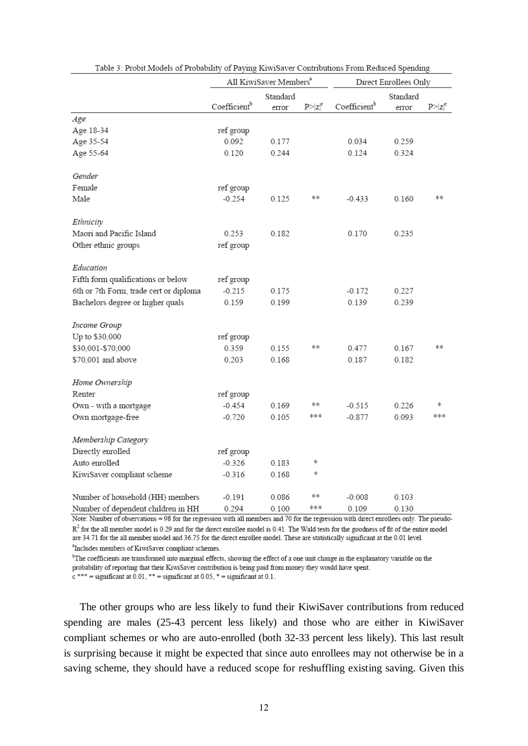Table 3: Probit Models of Probability of Paying KiwiSaver Contributions From Reduced Spending

| | All KiwiSaver Members[a] | | | Direct Enrollees Only | | |
|---|---|---|---|---|---|---|
| | Coefficient[b] | Standard error | P>\|z\|[c] | Coefficient[b] | Standard error | P>\|z\|[c] |
| *Age* | | | | | | |
| Age 18-34 | ref group | | | | | |
| Age 35-54 | 0.092 | 0.177 | | 0.034 | 0.259 | |
| Age 55-64 | 0.120 | 0.244 | | 0.124 | 0.324 | |
| *Gender* | | | | | | |
| Female | ref group | | | | | |
| Male | -0.254 | 0.125 | ** | -0.433 | 0.160 | ** |
| *Ethnicity* | | | | | | |
| Maori and Pacific Island | 0.253 | 0.182 | | 0.170 | 0.235 | |
| Other ethnic groups | ref group | | | | | |
| *Education* | | | | | | |
| Fifth form qualifications or below | ref group | | | | | |
| 6th or 7th Form, trade cert or diploma | -0.215 | 0.175 | | -0.172 | 0.227 | |
| Bachelors degree or higher quals | 0.159 | 0.199 | | 0.139 | 0.239 | |
| *Income Group* | | | | | | |
| Up to $30,000 | ref group | | | | | |
| $30,001-$70,000 | 0.359 | 0.155 | ** | 0.477 | 0.167 | ** |
| $70,001 and above | 0.203 | 0.168 | | 0.187 | 0.182 | |
| *Home Ownership* | | | | | | |
| Renter | ref group | | | | | |
| Own - with a mortgage | -0.454 | 0.169 | ** | -0.515 | 0.226 | * |
| Own mortgage-free | -0.720 | 0.105 | *** | -0.877 | 0.093 | *** |
| *Membership Category* | | | | | | |
| Directly enrolled | ref group | | | | | |
| Auto enrolled | -0.326 | 0.183 | * | | | |
| KiwiSaver compliant scheme | -0.316 | 0.168 | * | | | |
| Number of household (HH) members | -0.191 | 0.086 | ** | -0.008 | 0.103 | |
| Number of dependent children in HH | 0.294 | 0.100 | *** | 0.109 | 0.130 | |

Note: Number of observations = 98 for the regression with all members and 70 for the regression with direct enrollees only. The pseudo-$R^2$ for the all member model is 0.29 and for the direct enrollee model is 0.41. The Wald tests for the goodness of fit of the entire model are 34.71 for the all member model and 36.75 for the direct enrollee model. These are statistically significant at the 0.01 level.

[a]Includes members of KiwiSaver compliant schemes.

[b]The coefficients are transformed into marginal effects, showing the effect of a one unit change in the explanatory variable on the probability of reporting that their KiwiSaver contribution is being paid from money they would have spent.

c *** = significant at 0.01, ** = significant at 0.05, * = significant at 0.1.

The other groups who are less likely to fund their KiwiSaver contributions from reduced spending are males (25-43 percent less likely) and those who are either in KiwiSaver compliant schemes or who are auto-enrolled (both 32-33 percent less likely). This last result is surprising because it might be expected that since auto enrollees may not otherwise be in a saving scheme, they should have a reduced scope for reshuffling existing saving. Given this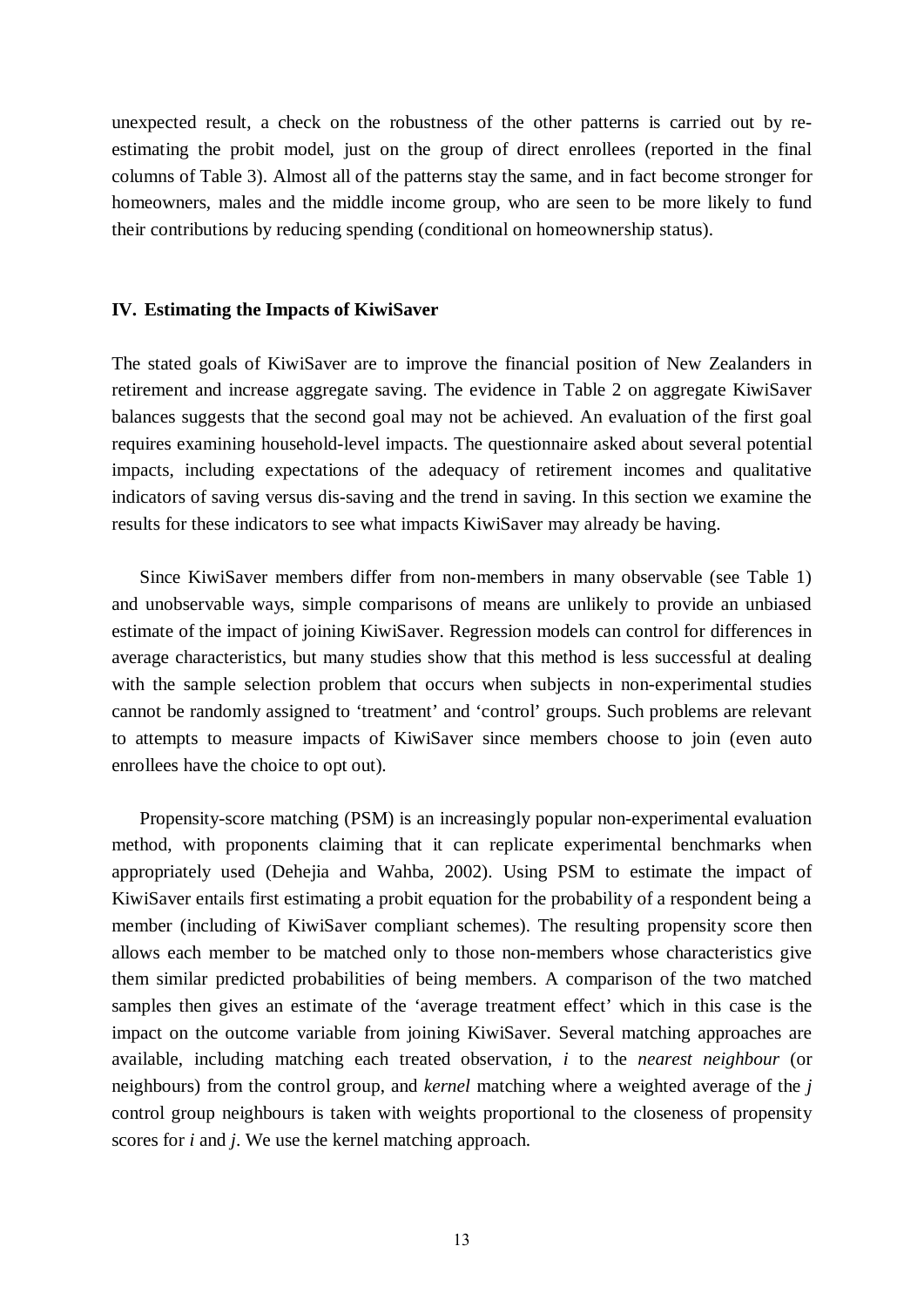unexpected result, a check on the robustness of the other patterns is carried out by re-estimating the probit model, just on the group of direct enrollees (reported in the final columns of Table 3). Almost all of the patterns stay the same, and in fact become stronger for homeowners, males and the middle income group, who are seen to be more likely to fund their contributions by reducing spending (conditional on homeownership status).

## IV. Estimating the Impacts of KiwiSaver

The stated goals of KiwiSaver are to improve the financial position of New Zealanders in retirement and increase aggregate saving. The evidence in Table 2 on aggregate KiwiSaver balances suggests that the second goal may not be achieved. An evaluation of the first goal requires examining household-level impacts. The questionnaire asked about several potential impacts, including expectations of the adequacy of retirement incomes and qualitative indicators of saving versus dis-saving and the trend in saving. In this section we examine the results for these indicators to see what impacts KiwiSaver may already be having.

Since KiwiSaver members differ from non-members in many observable (see Table 1) and unobservable ways, simple comparisons of means are unlikely to provide an unbiased estimate of the impact of joining KiwiSaver. Regression models can control for differences in average characteristics, but many studies show that this method is less successful at dealing with the sample selection problem that occurs when subjects in non-experimental studies cannot be randomly assigned to 'treatment' and 'control' groups. Such problems are relevant to attempts to measure impacts of KiwiSaver since members choose to join (even auto enrollees have the choice to opt out).

Propensity-score matching (PSM) is an increasingly popular non-experimental evaluation method, with proponents claiming that it can replicate experimental benchmarks when appropriately used (Dehejia and Wahba, 2002). Using PSM to estimate the impact of KiwiSaver entails first estimating a probit equation for the probability of a respondent being a member (including of KiwiSaver compliant schemes). The resulting propensity score then allows each member to be matched only to those non-members whose characteristics give them similar predicted probabilities of being members. A comparison of the two matched samples then gives an estimate of the 'average treatment effect' which in this case is the impact on the outcome variable from joining KiwiSaver. Several matching approaches are available, including matching each treated observation, $i$ to the *nearest neighbour* (or neighbours) from the control group, and *kernel* matching where a weighted average of the $j$ control group neighbours is taken with weights proportional to the closeness of propensity scores for $i$ and $j$. We use the kernel matching approach.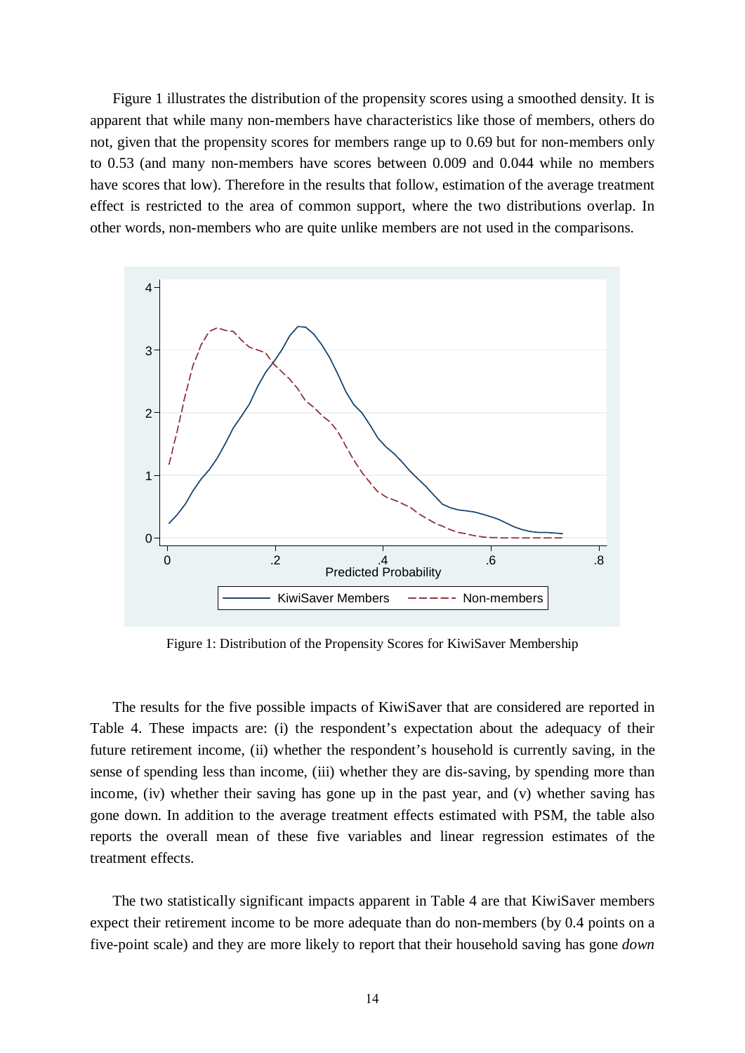Figure 1 illustrates the distribution of the propensity scores using a smoothed density. It is apparent that while many non-members have characteristics like those of members, others do not, given that the propensity scores for members range up to 0.69 but for non-members only to 0.53 (and many non-members have scores between 0.009 and 0.044 while no members have scores that low). Therefore in the results that follow, estimation of the average treatment effect is restricted to the area of common support, where the two distributions overlap. In other words, non-members who are quite unlike members are not used in the comparisons.

Figure 1: Distribution of the Propensity Scores for KiwiSaver Membership

The results for the five possible impacts of KiwiSaver that are considered are reported in Table 4. These impacts are: (i) the respondent's expectation about the adequacy of their future retirement income, (ii) whether the respondent's household is currently saving, in the sense of spending less than income, (iii) whether they are dis-saving, by spending more than income, (iv) whether their saving has gone up in the past year, and (v) whether saving has gone down. In addition to the average treatment effects estimated with PSM, the table also reports the overall mean of these five variables and linear regression estimates of the treatment effects.

The two statistically significant impacts apparent in Table 4 are that KiwiSaver members expect their retirement income to be more adequate than do non-members (by 0.4 points on a five-point scale) and they are more likely to report that their household saving has gone *down*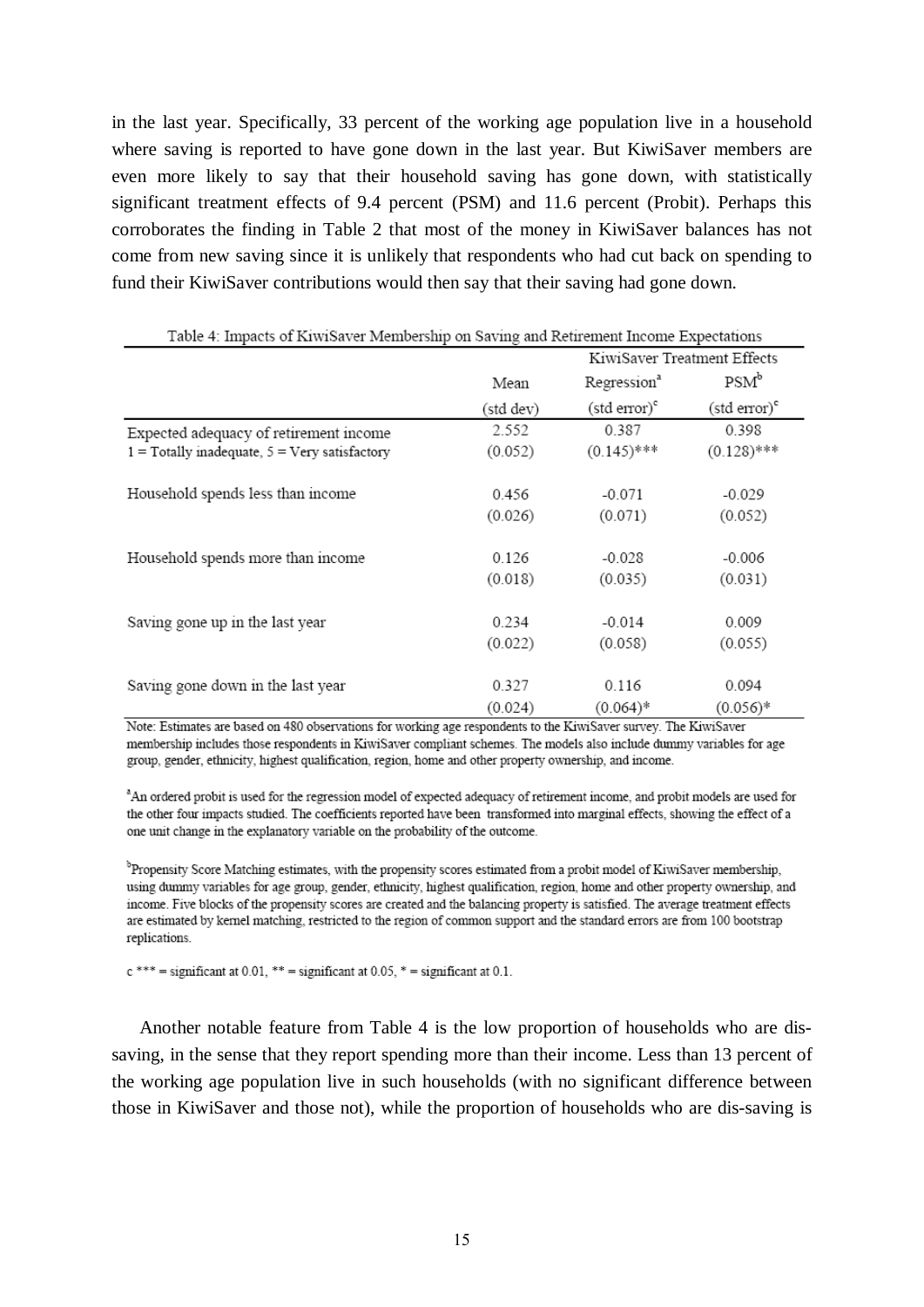in the last year. Specifically, 33 percent of the working age population live in a household where saving is reported to have gone down in the last year. But KiwiSaver members are even more likely to say that their household saving has gone down, with statistically significant treatment effects of 9.4 percent (PSM) and 11.6 percent (Probit). Perhaps this corroborates the finding in Table 2 that most of the money in KiwiSaver balances has not come from new saving since it is unlikely that respondents who had cut back on spending to fund their KiwiSaver contributions would then say that their saving had gone down.

Table 4: Impacts of KiwiSaver Membership on Saving and Retirement Income Expectations

| | | KiwiSaver Treatment Effects | |
|---|---|---|---|
| | Mean | Regression[a] | PSM[b] |
| | (std dev) | (std error)[c] | (std error)[c] |
| Expected adequacy of retirement income | 2.552 | 0.387 | 0.398 |
| 1 = Totally inadequate, 5 = Very satisfactory | (0.052) | (0.145)*** | (0.128)*** |
| Household spends less than income | 0.456 | -0.071 | -0.029 |
| | (0.026) | (0.071) | (0.052) |
| Household spends more than income | 0.126 | -0.028 | -0.006 |
| | (0.018) | (0.035) | (0.031) |
| Saving gone up in the last year | 0.234 | -0.014 | 0.009 |
| | (0.022) | (0.058) | (0.055) |
| Saving gone down in the last year | 0.327 | 0.116 | 0.094 |
| | (0.024) | (0.064)* | (0.056)* |

Note: Estimates are based on 480 observations for working age respondents to the KiwiSaver survey. The KiwiSaver membership includes those respondents in KiwiSaver compliant schemes. The models also include dummy variables for age group, gender, ethnicity, highest qualification, region, home and other property ownership, and income.

[a]An ordered probit is used for the regression model of expected adequacy of retirement income, and probit models are used for the other four impacts studied. The coefficients reported have been transformed into marginal effects, showing the effect of a one unit change in the explanatory variable on the probability of the outcome.

[b]Propensity Score Matching estimates, with the propensity scores estimated from a probit model of KiwiSaver membership, using dummy variables for age group, gender, ethnicity, highest qualification, region, home and other property ownership, and income. Five blocks of the propensity scores are created and the balancing property is satisfied. The average treatment effects are estimated by kernel matching, restricted to the region of common support and the standard errors are from 100 bootstrap replications.

c *** = significant at 0.01, ** = significant at 0.05, * = significant at 0.1.

Another notable feature from Table 4 is the low proportion of households who are dis-saving, in the sense that they report spending more than their income. Less than 13 percent of the working age population live in such households (with no significant difference between those in KiwiSaver and those not), while the proportion of households who are dis-saving is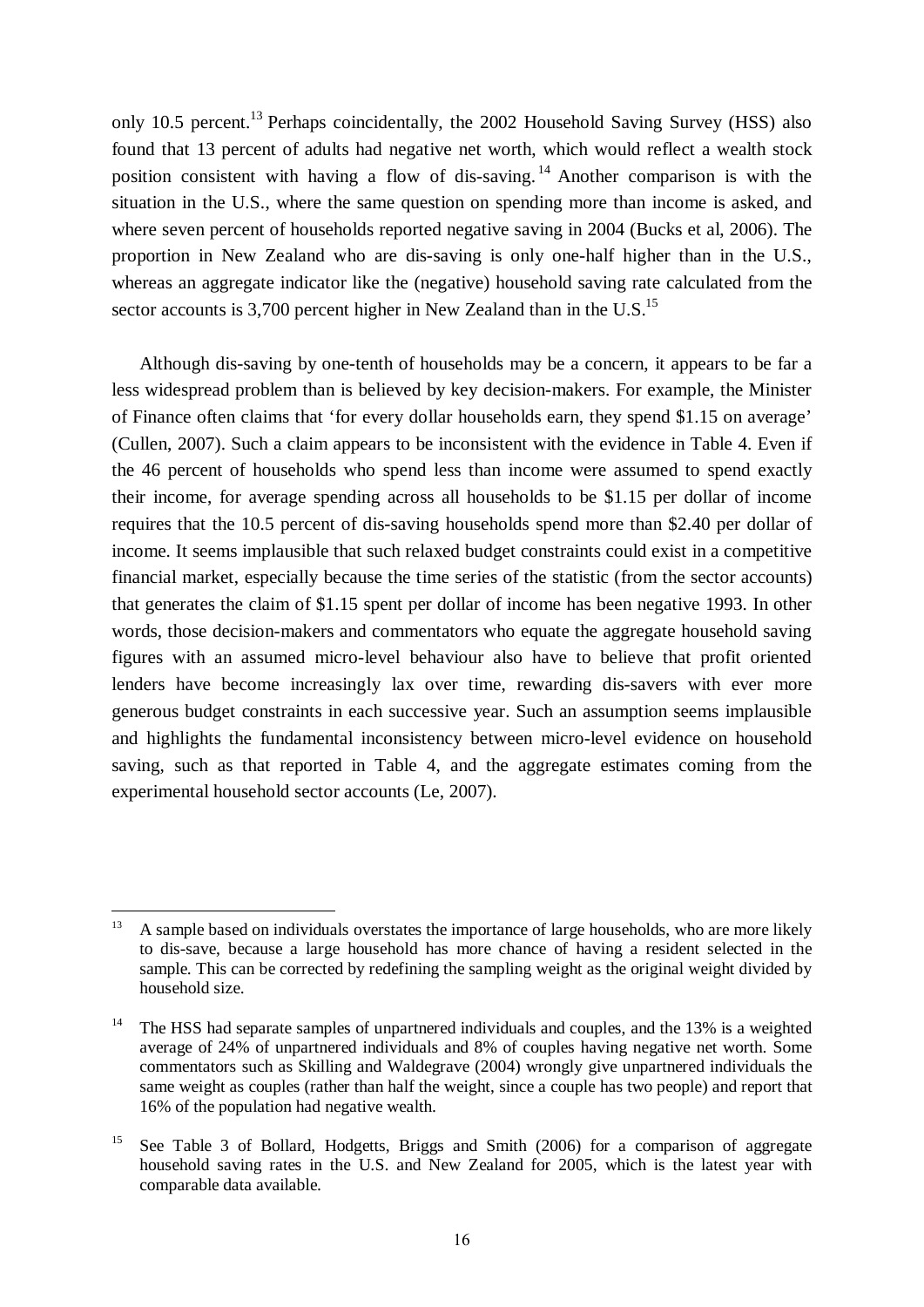only 10.5 percent.[13] Perhaps coincidentally, the 2002 Household Saving Survey (HSS) also found that 13 percent of adults had negative net worth, which would reflect a wealth stock position consistent with having a flow of dis-saving.[14] Another comparison is with the situation in the U.S., where the same question on spending more than income is asked, and where seven percent of households reported negative saving in 2004 (Bucks et al, 2006). The proportion in New Zealand who are dis-saving is only one-half higher than in the U.S., whereas an aggregate indicator like the (negative) household saving rate calculated from the sector accounts is 3,700 percent higher in New Zealand than in the U.S.[15]

Although dis-saving by one-tenth of households may be a concern, it appears to be far a less widespread problem than is believed by key decision-makers. For example, the Minister of Finance often claims that 'for every dollar households earn, they spend $1.15 on average' (Cullen, 2007). Such a claim appears to be inconsistent with the evidence in Table 4. Even if the 46 percent of households who spend less than income were assumed to spend exactly their income, for average spending across all households to be $1.15 per dollar of income requires that the 10.5 percent of dis-saving households spend more than $2.40 per dollar of income. It seems implausible that such relaxed budget constraints could exist in a competitive financial market, especially because the time series of the statistic (from the sector accounts) that generates the claim of $1.15 spent per dollar of income has been negative 1993. In other words, those decision-makers and commentators who equate the aggregate household saving figures with an assumed micro-level behaviour also have to believe that profit oriented lenders have become increasingly lax over time, rewarding dis-savers with ever more generous budget constraints in each successive year. Such an assumption seems implausible and highlights the fundamental inconsistency between micro-level evidence on household saving, such as that reported in Table 4, and the aggregate estimates coming from the experimental household sector accounts (Le, 2007).

---

[13] A sample based on individuals overstates the importance of large households, who are more likely to dis-save, because a large household has more chance of having a resident selected in the sample. This can be corrected by redefining the sampling weight as the original weight divided by household size.

[14] The HSS had separate samples of unpartnered individuals and couples, and the 13% is a weighted average of 24% of unpartnered individuals and 8% of couples having negative net worth. Some commentators such as Skilling and Waldegrave (2004) wrongly give unpartnered individuals the same weight as couples (rather than half the weight, since a couple has two people) and report that 16% of the population had negative wealth.

[15] See Table 3 of Bollard, Hodgetts, Briggs and Smith (2006) for a comparison of aggregate household saving rates in the U.S. and New Zealand for 2005, which is the latest year with comparable data available.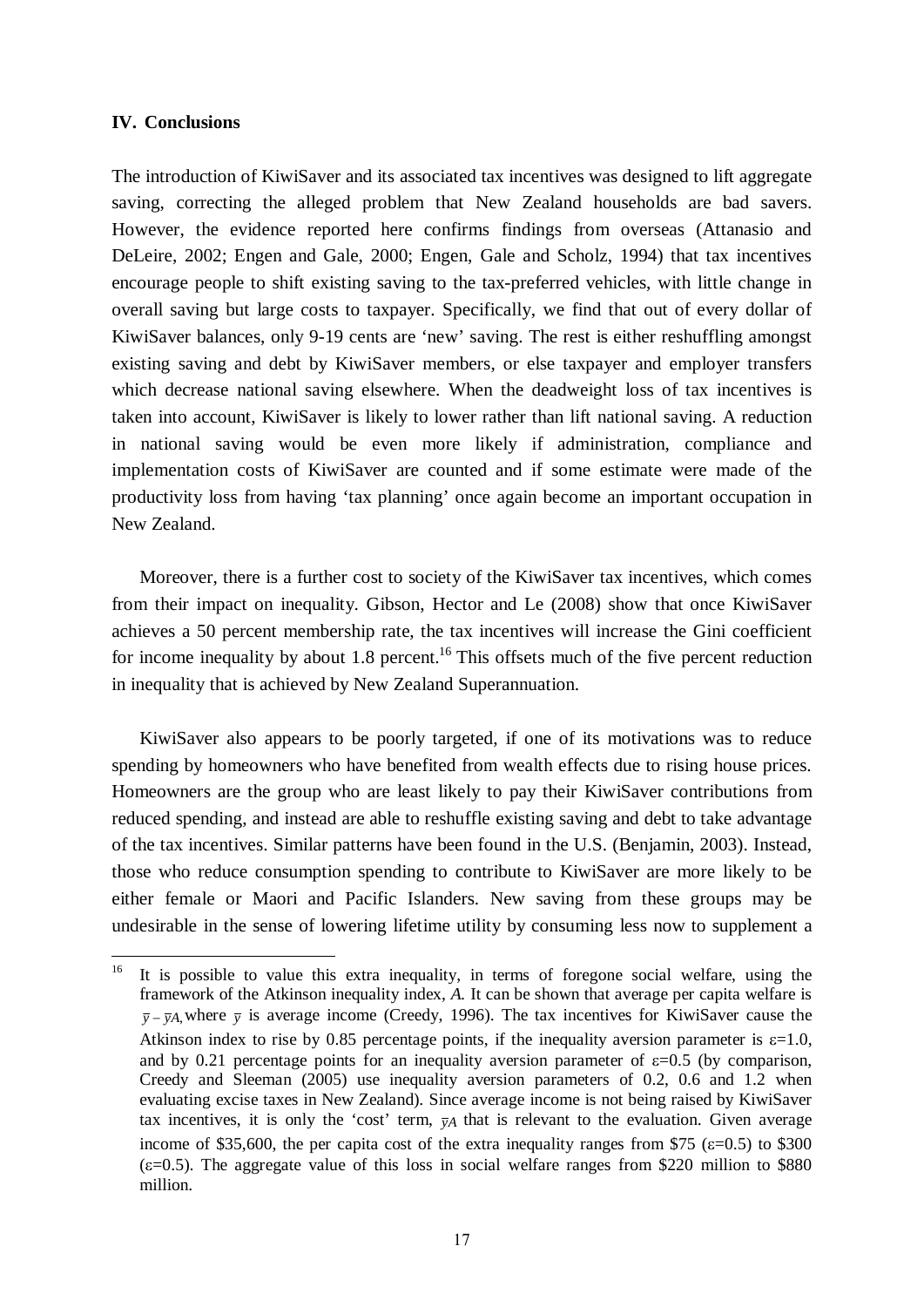## IV. Conclusions

The introduction of KiwiSaver and its associated tax incentives was designed to lift aggregate saving, correcting the alleged problem that New Zealand households are bad savers. However, the evidence reported here confirms findings from overseas (Attanasio and DeLeire, 2002; Engen and Gale, 2000; Engen, Gale and Scholz, 1994) that tax incentives encourage people to shift existing saving to the tax-preferred vehicles, with little change in overall saving but large costs to taxpayer. Specifically, we find that out of every dollar of KiwiSaver balances, only 9-19 cents are 'new' saving. The rest is either reshuffling amongst existing saving and debt by KiwiSaver members, or else taxpayer and employer transfers which decrease national saving elsewhere. When the deadweight loss of tax incentives is taken into account, KiwiSaver is likely to lower rather than lift national saving. A reduction in national saving would be even more likely if administration, compliance and implementation costs of KiwiSaver are counted and if some estimate were made of the productivity loss from having 'tax planning' once again become an important occupation in New Zealand.

Moreover, there is a further cost to society of the KiwiSaver tax incentives, which comes from their impact on inequality. Gibson, Hector and Le (2008) show that once KiwiSaver achieves a 50 percent membership rate, the tax incentives will increase the Gini coefficient for income inequality by about 1.8 percent.[16] This offsets much of the five percent reduction in inequality that is achieved by New Zealand Superannuation.

KiwiSaver also appears to be poorly targeted, if one of its motivations was to reduce spending by homeowners who have benefited from wealth effects due to rising house prices. Homeowners are the group who are least likely to pay their KiwiSaver contributions from reduced spending, and instead are able to reshuffle existing saving and debt to take advantage of the tax incentives. Similar patterns have been found in the U.S. (Benjamin, 2003). Instead, those who reduce consumption spending to contribute to KiwiSaver are more likely to be either female or Maori and Pacific Islanders. New saving from these groups may be undesirable in the sense of lowering lifetime utility by consuming less now to supplement a

---

[16] It is possible to value this extra inequality, in terms of foregone social welfare, using the framework of the Atkinson inequality index, *A*. It can be shown that average per capita welfare is $\bar{y} - \bar{y}A$, where $\bar{y}$ is average income (Creedy, 1996). The tax incentives for KiwiSaver cause the Atkinson index to rise by 0.85 percentage points, if the inequality aversion parameter is $\varepsilon$=1.0, and by 0.21 percentage points for an inequality aversion parameter of $\varepsilon$=0.5 (by comparison, Creedy and Sleeman (2005) use inequality aversion parameters of 0.2, 0.6 and 1.2 when evaluating excise taxes in New Zealand). Since average income is not being raised by KiwiSaver tax incentives, it is only the 'cost' term, $\bar{y}A$ that is relevant to the evaluation. Given average income of \$35,600, the per capita cost of the extra inequality ranges from \$75 ($\varepsilon$=0.5) to \$300 ($\varepsilon$=0.5). The aggregate value of this loss in social welfare ranges from \$220 million to \$880 million.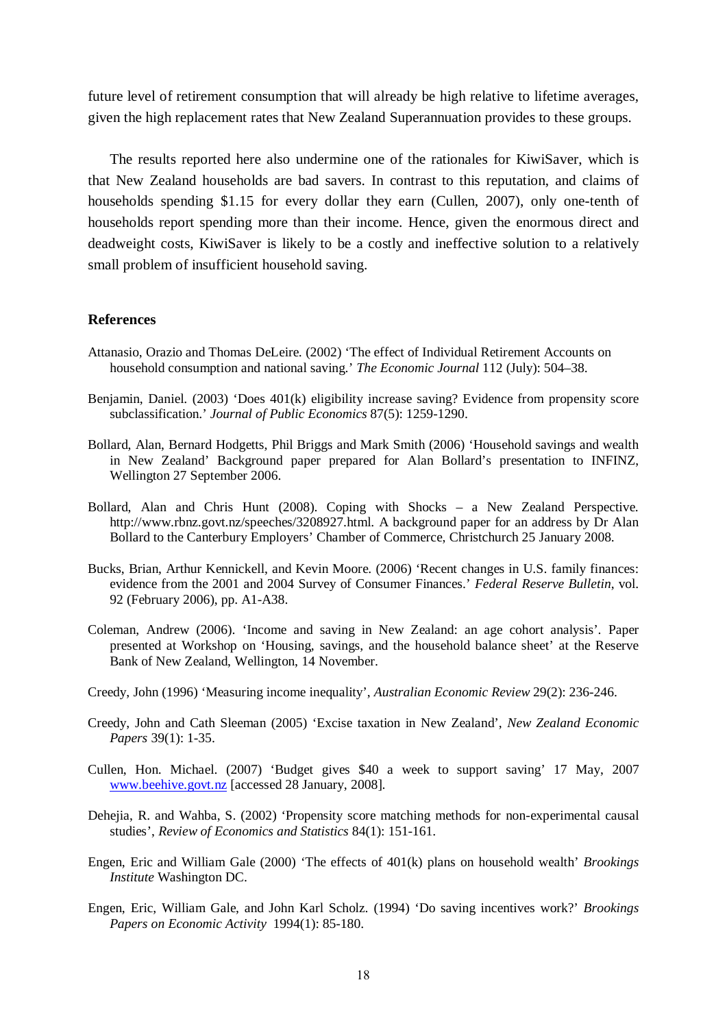future level of retirement consumption that will already be high relative to lifetime averages, given the high replacement rates that New Zealand Superannuation provides to these groups.

The results reported here also undermine one of the rationales for KiwiSaver, which is that New Zealand households are bad savers. In contrast to this reputation, and claims of households spending $1.15 for every dollar they earn (Cullen, 2007), only one-tenth of households report spending more than their income. Hence, given the enormous direct and deadweight costs, KiwiSaver is likely to be a costly and ineffective solution to a relatively small problem of insufficient household saving.

## References

Attanasio, Orazio and Thomas DeLeire. (2002) 'The effect of Individual Retirement Accounts on household consumption and national saving.' *The Economic Journal* 112 (July): 504–38.

Benjamin, Daniel. (2003) 'Does 401(k) eligibility increase saving? Evidence from propensity score subclassification.' *Journal of Public Economics* 87(5): 1259-1290.

Bollard, Alan, Bernard Hodgetts, Phil Briggs and Mark Smith (2006) 'Household savings and wealth in New Zealand' Background paper prepared for Alan Bollard's presentation to INFINZ, Wellington 27 September 2006.

Bollard, Alan and Chris Hunt (2008). Coping with Shocks – a New Zealand Perspective. http://www.rbnz.govt.nz/speeches/3208927.html. A background paper for an address by Dr Alan Bollard to the Canterbury Employers' Chamber of Commerce, Christchurch 25 January 2008.

Bucks, Brian, Arthur Kennickell, and Kevin Moore. (2006) 'Recent changes in U.S. family finances: evidence from the 2001 and 2004 Survey of Consumer Finances.' *Federal Reserve Bulletin*, vol. 92 (February 2006), pp. A1-A38.

Coleman, Andrew (2006). 'Income and saving in New Zealand: an age cohort analysis'. Paper presented at Workshop on 'Housing, savings, and the household balance sheet' at the Reserve Bank of New Zealand, Wellington, 14 November.

Creedy, John (1996) 'Measuring income inequality', *Australian Economic Review* 29(2): 236-246.

Creedy, John and Cath Sleeman (2005) 'Excise taxation in New Zealand', *New Zealand Economic Papers* 39(1): 1-35.

Cullen, Hon. Michael. (2007) 'Budget gives $40 a week to support saving' 17 May, 2007 www.beehive.govt.nz [accessed 28 January, 2008].

Dehejia, R. and Wahba, S. (2002) 'Propensity score matching methods for non-experimental causal studies', *Review of Economics and Statistics* 84(1): 151-161.

Engen, Eric and William Gale (2000) 'The effects of 401(k) plans on household wealth' *Brookings Institute* Washington DC.

Engen, Eric, William Gale, and John Karl Scholz. (1994) 'Do saving incentives work?' *Brookings Papers on Economic Activity* 1994(1): 85-180.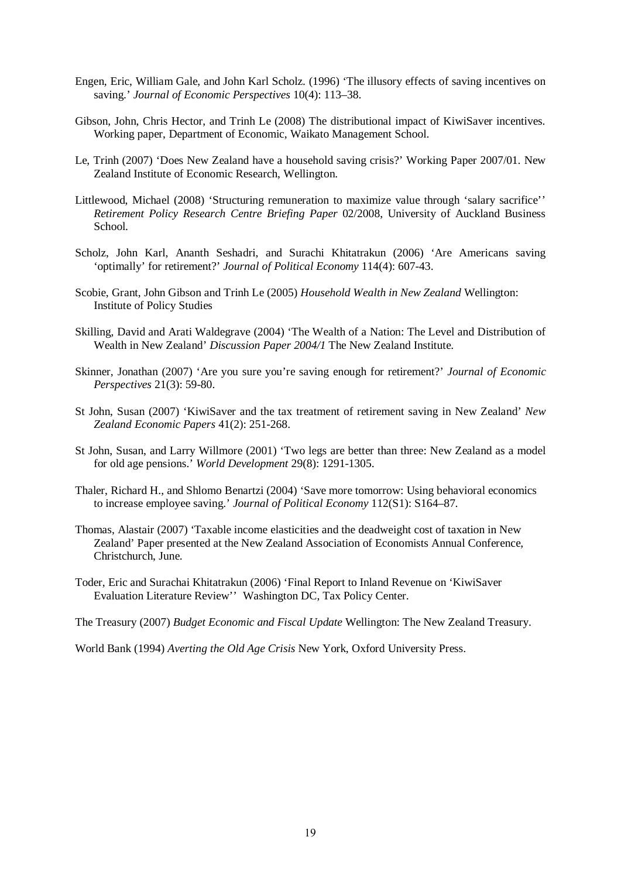Engen, Eric, William Gale, and John Karl Scholz. (1996) 'The illusory effects of saving incentives on saving.' *Journal of Economic Perspectives* 10(4): 113–38.

Gibson, John, Chris Hector, and Trinh Le (2008) The distributional impact of KiwiSaver incentives. Working paper, Department of Economic, Waikato Management School.

Le, Trinh (2007) 'Does New Zealand have a household saving crisis?' Working Paper 2007/01. New Zealand Institute of Economic Research, Wellington.

Littlewood, Michael (2008) 'Structuring remuneration to maximize value through 'salary sacrifice'' *Retirement Policy Research Centre Briefing Paper* 02/2008, University of Auckland Business School.

Scholz, John Karl, Ananth Seshadri, and Surachi Khitatrakun (2006) 'Are Americans saving 'optimally' for retirement?' *Journal of Political Economy* 114(4): 607-43.

Scobie, Grant, John Gibson and Trinh Le (2005) *Household Wealth in New Zealand* Wellington: Institute of Policy Studies

Skilling, David and Arati Waldegrave (2004) 'The Wealth of a Nation: The Level and Distribution of Wealth in New Zealand' *Discussion Paper 2004/1* The New Zealand Institute.

Skinner, Jonathan (2007) 'Are you sure you're saving enough for retirement?' *Journal of Economic Perspectives* 21(3): 59-80.

St John, Susan (2007) 'KiwiSaver and the tax treatment of retirement saving in New Zealand' *New Zealand Economic Papers* 41(2): 251-268.

St John, Susan, and Larry Willmore (2001) 'Two legs are better than three: New Zealand as a model for old age pensions.' *World Development* 29(8): 1291-1305.

Thaler, Richard H., and Shlomo Benartzi (2004) 'Save more tomorrow: Using behavioral economics to increase employee saving.' *Journal of Political Economy* 112(S1): S164–87.

Thomas, Alastair (2007) 'Taxable income elasticities and the deadweight cost of taxation in New Zealand' Paper presented at the New Zealand Association of Economists Annual Conference, Christchurch, June.

Toder, Eric and Surachai Khitatrakun (2006) 'Final Report to Inland Revenue on 'KiwiSaver Evaluation Literature Review'' Washington DC, Tax Policy Center.

The Treasury (2007) *Budget Economic and Fiscal Update* Wellington: The New Zealand Treasury.

World Bank (1994) *Averting the Old Age Crisis* New York, Oxford University Press.